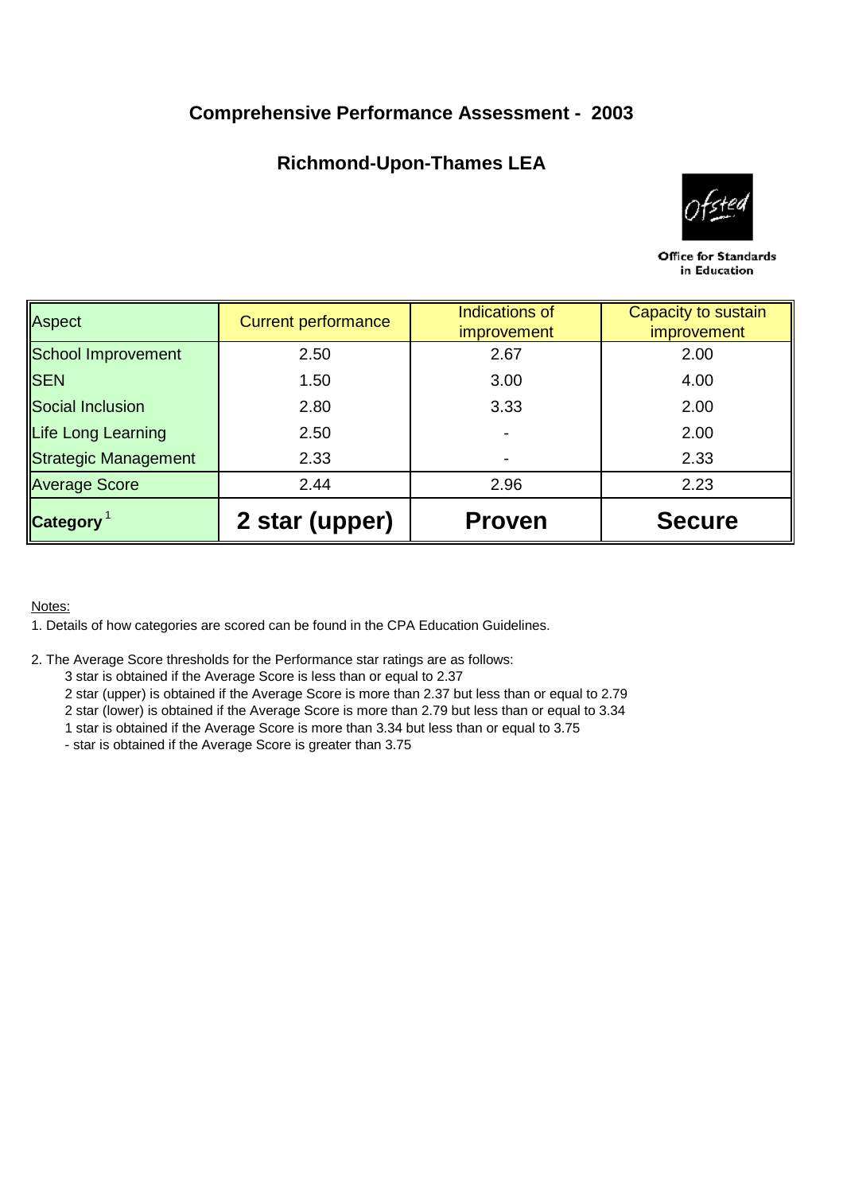# Comprehensive Performance Assessment - 2003

## Richmond-Upon-Thames LEA

Office for Standards in Education

| Aspect | Current performance | Indications of improvement | Capacity to sustain improvement |
|---|---|---|---|
| School Improvement | 2.50 | 2.67 | 2.00 |
| SEN | 1.50 | 3.00 | 4.00 |
| Social Inclusion | 2.80 | 3.33 | 2.00 |
| Life Long Learning | 2.50 | - | 2.00 |
| Strategic Management | 2.33 | - | 2.33 |
| Average Score | 2.44 | 2.96 | 2.23 |
| **Category** [1] | **2 star (upper)** | **Proven** | **Secure** |

Notes:

1. Details of how categories are scored can be found in the CPA Education Guidelines.

2. The Average Score thresholds for the Performance star ratings are as follows:
   - 3 star is obtained if the Average Score is less than or equal to 2.37
   - 2 star (upper) is obtained if the Average Score is more than 2.37 but less than or equal to 2.79
   - 2 star (lower) is obtained if the Average Score is more than 2.79 but less than or equal to 3.34
   - 1 star is obtained if the Average Score is more than 3.34 but less than or equal to 3.75
   - \- star is obtained if the Average Score is greater than 3.75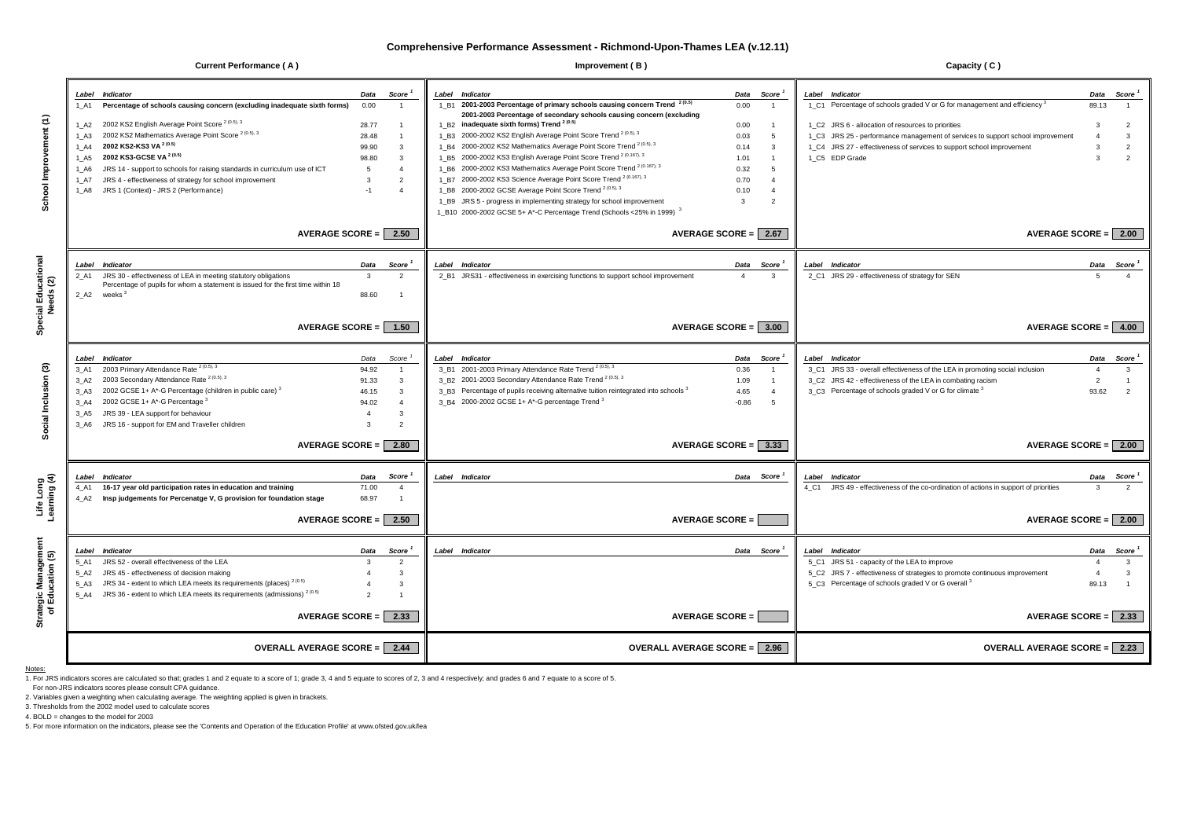# Comprehensive Performance Assessment - Richmond-Upon-Thames LEA (v.12.11)

## School Improvement (1)

### Current Performance ( A )

| Label | Indicator | Data | Score [1] |
|---|---|---|---|
| 1_A1 | **Percentage of schools causing concern (excluding inadequate sixth forms)** | 0.00 | 1 |
| 1_A2 | 2002 KS2 English Average Point Score [2 (0.5), 3] | 28.77 | 1 |
| 1_A3 | 2002 KS2 Mathematics Average Point Score [2 (0.5), 3] | 28.48 | 1 |
| 1_A4 | **2002 KS2-KS3 VA [2 (0.5)]** | 99.90 | 3 |
| 1_A5 | **2002 KS3-GCSE VA [2 (0.5)]** | 98.80 | 3 |
| 1_A6 | JRS 14 - support to schools for raising standards in curriculum use of ICT | 5 | 4 |
| 1_A7 | JRS 4 - effectiveness of strategy for school improvement | 3 | 2 |
| 1_A8 | JRS 1 (Context) - JRS 2 (Performance) | -1 | 4 |
| | **AVERAGE SCORE =** | | **2.50** |

### Improvement ( B )

| Label | Indicator | Data | Score [1] |
|---|---|---|---|
| 1_B1 | **2001-2003 Percentage of primary schools causing concern Trend [2 (0.5)]** | 0.00 | 1 |
| 1_B2 | **2001-2003 Percentage of secondary schools causing concern (excluding inadequate sixth forms) Trend [2 (0.5)]** | 0.00 | 1 |
| 1_B3 | 2000-2002 KS2 English Average Point Score Trend [2 (0.5), 3] | 0.03 | 5 |
| 1_B4 | 2000-2002 KS2 Mathematics Average Point Score Trend [2 (0.5), 3] | 0.14 | 3 |
| 1_B5 | 2000-2002 KS3 English Average Point Score Trend [2 (0.167), 3] | 1.01 | 1 |
| 1_B6 | 2000-2002 KS3 Mathematics Average Point Score Trend [2 (0.167), 3] | 0.32 | 5 |
| 1_B7 | 2000-2002 KS3 Science Average Point Score Trend [2 (0.167), 3] | 0.70 | 4 |
| 1_B8 | 2000-2002 GCSE Average Point Score Trend [2 (0.5), 3] | 0.10 | 4 |
| 1_B9 | JRS 5 - progress in implementing strategy for school improvement | 3 | 2 |
| 1_B10 | 2000-2002 GCSE 5+ A*-C Percentage Trend (Schools <25% in 1999) [3] | | |
| | **AVERAGE SCORE =** | | **2.67** |

### Capacity ( C )

| Label | Indicator | Data | Score [1] |
|---|---|---|---|
| 1_C1 | Percentage of schools graded V or G for management and efficiency [3] | 89.13 | 1 |
| 1_C2 | JRS 6 - allocation of resources to priorities | 3 | 2 |
| 1_C3 | JRS 25 - performance management of services to support school improvement | 4 | 3 |
| 1_C4 | JRS 27 - effectiveness of services to support school improvement | 3 | 2 |
| 1_C5 | EDP Grade | 3 | 2 |
| | **AVERAGE SCORE =** | | **2.00** |

## Special Educational Needs (2)

### Current Performance ( A )

| Label | Indicator | Data | Score [1] |
|---|---|---|---|
| 2_A1 | JRS 30 - effectiveness of LEA in meeting statutory obligations | 3 | 2 |
| 2_A2 | Percentage of pupils for whom a statement is issued for the first time within 18 weeks [3] | 88.60 | 1 |
| | **AVERAGE SCORE =** | | **1.50** |

### Improvement ( B )

| Label | Indicator | Data | Score [1] |
|---|---|---|---|
| 2_B1 | JRS31 - effectiveness in exercising functions to support school improvement | 4 | 3 |
| | **AVERAGE SCORE =** | | **3.00** |

### Capacity ( C )

| Label | Indicator | Data | Score [1] |
|---|---|---|---|
| 2_C1 | JRS 29 - effectiveness of strategy for SEN | 5 | 4 |
| | **AVERAGE SCORE =** | | **4.00** |

## Social Inclusion (3)

### Current Performance ( A )

| Label | Indicator | Data | Score [1] |
|---|---|---|---|
| 3_A1 | 2003 Primary Attendance Rate [2 (0.5), 3] | 94.92 | 1 |
| 3_A2 | 2003 Secondary Attendance Rate [2 (0.5), 3] | 91.33 | 3 |
| 3_A3 | 2002 GCSE 1+ A*-G Percentage (children in public care) [3] | 46.15 | 3 |
| 3_A4 | 2002 GCSE 1+ A*-G Percentage [3] | 94.02 | 4 |
| 3_A5 | JRS 39 - LEA support for behaviour | 4 | 3 |
| 3_A6 | JRS 16 - support for EM and Traveller children | 3 | 2 |
| | **AVERAGE SCORE =** | | **2.80** |

### Improvement ( B )

| Label | Indicator | Data | Score [1] |
|---|---|---|---|
| 3_B1 | 2001-2003 Primary Attendance Rate Trend [2 (0.5), 3] | 0.36 | 1 |
| 3_B2 | 2001-2003 Secondary Attendance Rate Trend [2 (0.5), 3] | 1.09 | 1 |
| 3_B3 | Percentage of pupils receiving alternative tuition reintegrated into schools [3] | 4.65 | 4 |
| 3_B4 | 2000-2002 GCSE 1+ A*-G percentage Trend [3] | -0.86 | 5 |
| | **AVERAGE SCORE =** | | **3.33** |

### Capacity ( C )

| Label | Indicator | Data | Score [1] |
|---|---|---|---|
| 3_C1 | JRS 33 - overall effectiveness of the LEA in promoting social inclusion | 4 | 3 |
| 3_C2 | JRS 42 - effectiveness of the LEA in combating racism | 2 | 1 |
| 3_C3 | Percentage of schools graded V or G for climate [3] | 93.62 | 2 |
| | **AVERAGE SCORE =** | | **2.00** |

## Life Long Learning (4)

### Current Performance ( A )

| Label | Indicator | Data | Score [1] |
|---|---|---|---|
| 4_A1 | **16-17 year old participation rates in education and training** | 71.00 | 4 |
| 4_A2 | **Insp judgements for Percenatge V, G provision for foundation stage** | 68.97 | 1 |
| | **AVERAGE SCORE =** | | **2.50** |

### Improvement ( B )

| Label | Indicator | Data | Score [1] |
|---|---|---|---|
| | **AVERAGE SCORE =** | | |

### Capacity ( C )

| Label | Indicator | Data | Score [1] |
|---|---|---|---|
| 4_C1 | JRS 49 - effectiveness of the co-ordination of actions in support of priorities | 3 | 2 |
| | **AVERAGE SCORE =** | | **2.00** |

## Strategic Management of Education (5)

### Current Performance ( A )

| Label | Indicator | Data | Score [1] |
|---|---|---|---|
| 5_A1 | JRS 52 - overall effectiveness of the LEA | 3 | 2 |
| 5_A2 | JRS 45 - effectiveness of decision making | 4 | 3 |
| 5_A3 | JRS 34 - extent to which LEA meets its requirements (places) [2 (0.5)] | 4 | 3 |
| 5_A4 | JRS 36 - extent to which LEA meets its requirements (admissions) [2 (0.5)] | 2 | 1 |
| | **AVERAGE SCORE =** | | **2.33** |

### Improvement ( B )

| Label | Indicator | Data | Score [1] |
|---|---|---|---|
| | **AVERAGE SCORE =** | | |

### Capacity ( C )

| Label | Indicator | Data | Score [1] |
|---|---|---|---|
| 5_C1 | JRS 51 - capacity of the LEA to improve | 4 | 3 |
| 5_C2 | JRS 7 - effectiveness of strategies to promote continuous improvement | 4 | 3 |
| 5_C3 | Percentage of schools graded V or G overall [3] | 89.13 | 1 |
| | **AVERAGE SCORE =** | | **2.33** |

## Overall

| Current Performance ( A ) | Improvement ( B ) | Capacity ( C ) |
|---|---|---|
| **OVERALL AVERAGE SCORE = 2.44** | **OVERALL AVERAGE SCORE = 2.96** | **OVERALL AVERAGE SCORE = 2.23** |

Notes:

1. For JRS indicators scores are calculated so that; grades 1 and 2 equate to a score of 1; grade 3, 4 and 5 equate to scores of 2, 3 and 4 respectively; and grades 6 and 7 equate to a score of 5.
   For non-JRS indicators scores please consult CPA guidance.
2. Variables given a weighting when calculating average. The weighting applied is given in brackets.
3. Thresholds from the 2002 model used to calculate scores
4. BOLD = changes to the model for 2003
5. For more information on the indicators, please see the 'Contents and Operation of the Education Profile' at www.ofsted.gov.uk/lea